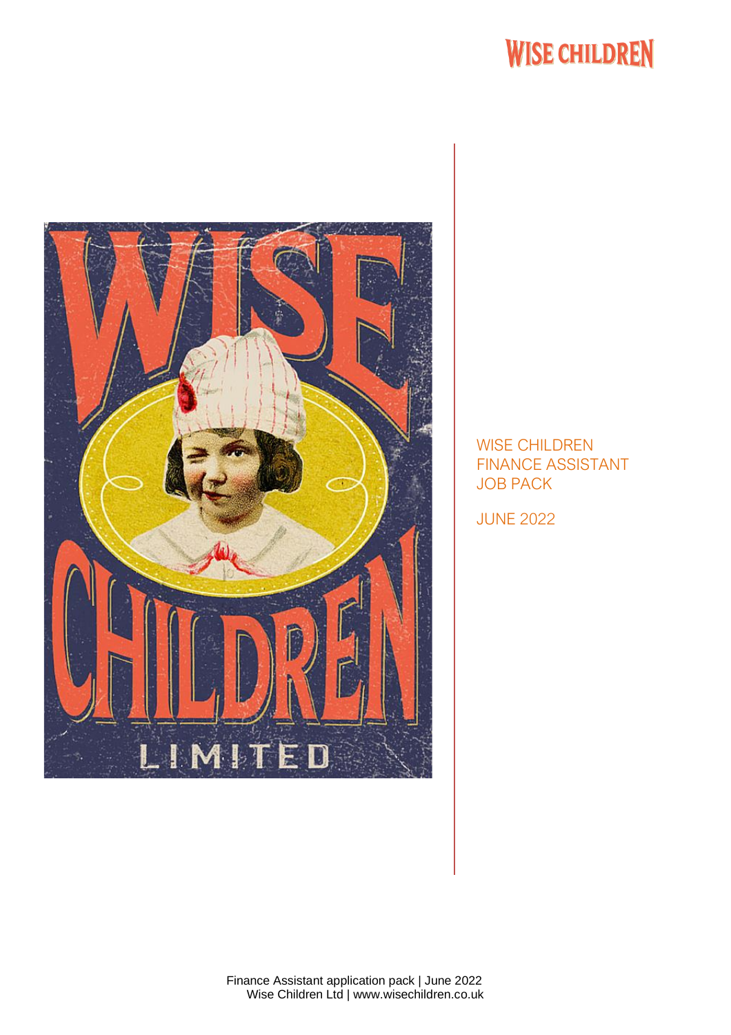WISE CHILDREN

# WISE CHILDREN FINANCE ASSISTANT JOB PACK

JUNE 2022

Finance Assistant application pack | June 2022
Wise Children Ltd | www.wisechildren.co.uk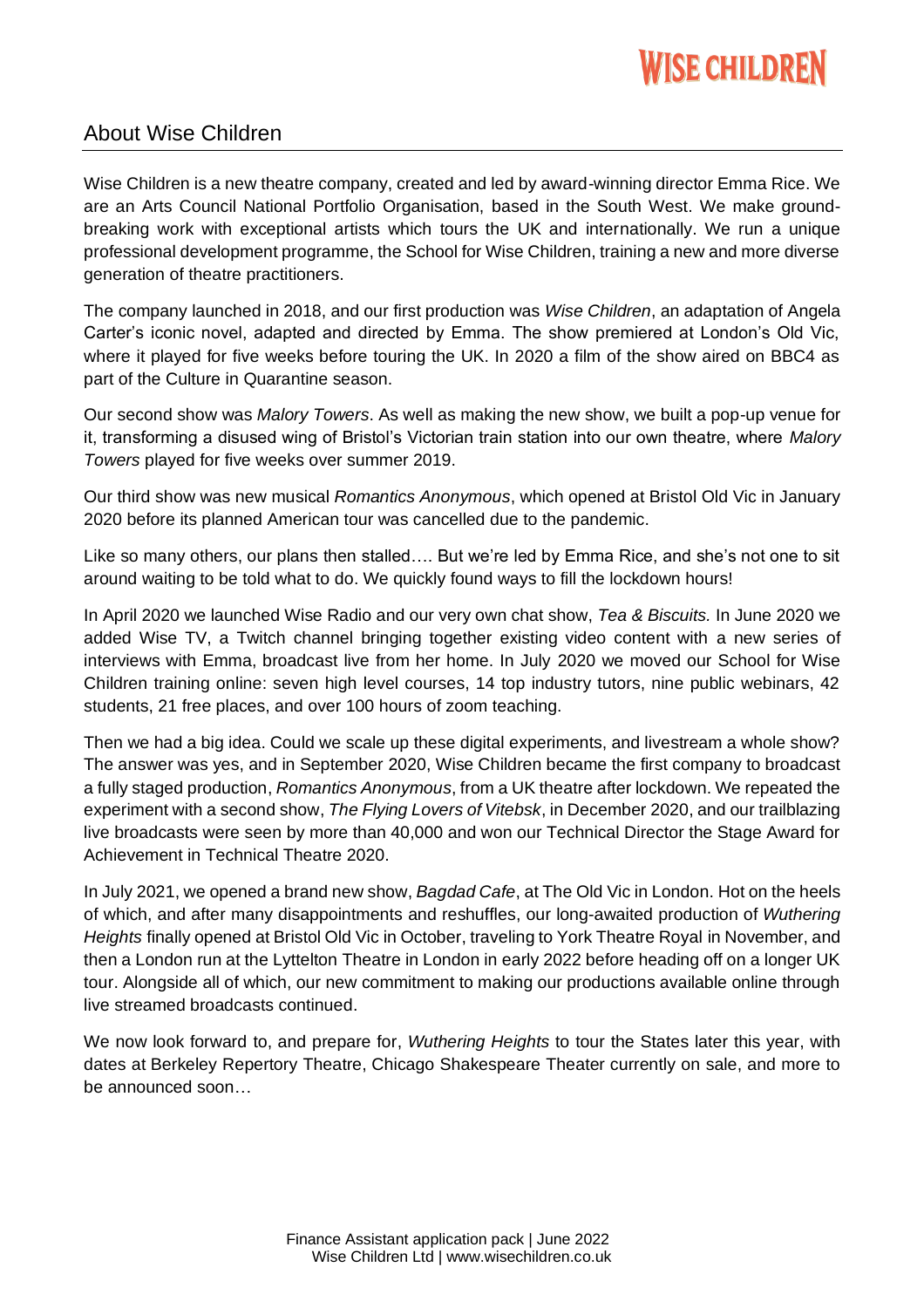## About Wise Children

Wise Children is a new theatre company, created and led by award-winning director Emma Rice. We are an Arts Council National Portfolio Organisation, based in the South West. We make ground-breaking work with exceptional artists which tours the UK and internationally. We run a unique professional development programme, the School for Wise Children, training a new and more diverse generation of theatre practitioners.

The company launched in 2018, and our first production was *Wise Children*, an adaptation of Angela Carter's iconic novel, adapted and directed by Emma. The show premiered at London's Old Vic, where it played for five weeks before touring the UK. In 2020 a film of the show aired on BBC4 as part of the Culture in Quarantine season.

Our second show was *Malory Towers*. As well as making the new show, we built a pop-up venue for it, transforming a disused wing of Bristol's Victorian train station into our own theatre, where *Malory Towers* played for five weeks over summer 2019.

Our third show was new musical *Romantics Anonymous*, which opened at Bristol Old Vic in January 2020 before its planned American tour was cancelled due to the pandemic.

Like so many others, our plans then stalled…. But we're led by Emma Rice, and she's not one to sit around waiting to be told what to do. We quickly found ways to fill the lockdown hours!

In April 2020 we launched Wise Radio and our very own chat show, *Tea & Biscuits.* In June 2020 we added Wise TV, a Twitch channel bringing together existing video content with a new series of interviews with Emma, broadcast live from her home. In July 2020 we moved our School for Wise Children training online: seven high level courses, 14 top industry tutors, nine public webinars, 42 students, 21 free places, and over 100 hours of zoom teaching.

Then we had a big idea. Could we scale up these digital experiments, and livestream a whole show? The answer was yes, and in September 2020, Wise Children became the first company to broadcast a fully staged production, *Romantics Anonymous*, from a UK theatre after lockdown. We repeated the experiment with a second show, *The Flying Lovers of Vitebsk*, in December 2020, and our trailblazing live broadcasts were seen by more than 40,000 and won our Technical Director the Stage Award for Achievement in Technical Theatre 2020.

In July 2021, we opened a brand new show, *Bagdad Cafe*, at The Old Vic in London. Hot on the heels of which, and after many disappointments and reshuffles, our long-awaited production of *Wuthering Heights* finally opened at Bristol Old Vic in October, traveling to York Theatre Royal in November, and then a London run at the Lyttelton Theatre in London in early 2022 before heading off on a longer UK tour. Alongside all of which, our new commitment to making our productions available online through live streamed broadcasts continued.

We now look forward to, and prepare for, *Wuthering Heights* to tour the States later this year, with dates at Berkeley Repertory Theatre, Chicago Shakespeare Theater currently on sale, and more to be announced soon…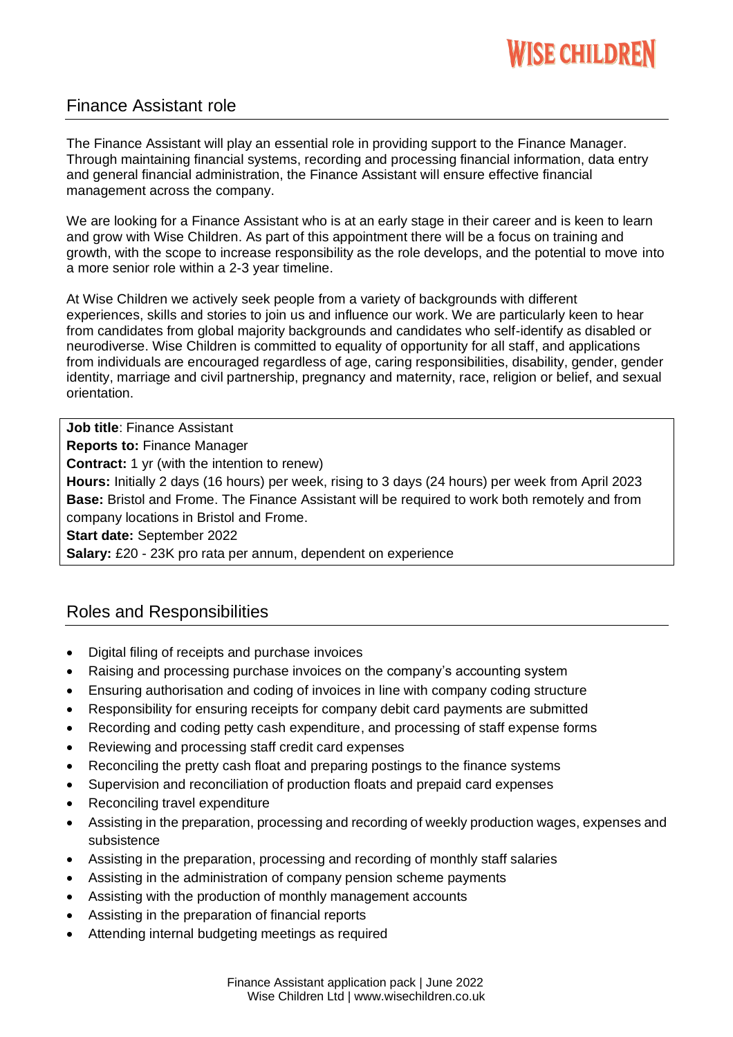WISE CHILDREN

## Finance Assistant role

The Finance Assistant will play an essential role in providing support to the Finance Manager. Through maintaining financial systems, recording and processing financial information, data entry and general financial administration, the Finance Assistant will ensure effective financial management across the company.

We are looking for a Finance Assistant who is at an early stage in their career and is keen to learn and grow with Wise Children. As part of this appointment there will be a focus on training and growth, with the scope to increase responsibility as the role develops, and the potential to move into a more senior role within a 2-3 year timeline.

At Wise Children we actively seek people from a variety of backgrounds with different experiences, skills and stories to join us and influence our work. We are particularly keen to hear from candidates from global majority backgrounds and candidates who self-identify as disabled or neurodiverse. Wise Children is committed to equality of opportunity for all staff, and applications from individuals are encouraged regardless of age, caring responsibilities, disability, gender, gender identity, marriage and civil partnership, pregnancy and maternity, race, religion or belief, and sexual orientation.

**Job title**: Finance Assistant
**Reports to:** Finance Manager
**Contract:** 1 yr (with the intention to renew)
**Hours:** Initially 2 days (16 hours) per week, rising to 3 days (24 hours) per week from April 2023
**Base:** Bristol and Frome. The Finance Assistant will be required to work both remotely and from company locations in Bristol and Frome.
**Start date:** September 2022
**Salary:** £20 - 23K pro rata per annum, dependent on experience

## Roles and Responsibilities

- Digital filing of receipts and purchase invoices
- Raising and processing purchase invoices on the company's accounting system
- Ensuring authorisation and coding of invoices in line with company coding structure
- Responsibility for ensuring receipts for company debit card payments are submitted
- Recording and coding petty cash expenditure, and processing of staff expense forms
- Reviewing and processing staff credit card expenses
- Reconciling the pretty cash float and preparing postings to the finance systems
- Supervision and reconciliation of production floats and prepaid card expenses
- Reconciling travel expenditure
- Assisting in the preparation, processing and recording of weekly production wages, expenses and subsistence
- Assisting in the preparation, processing and recording of monthly staff salaries
- Assisting in the administration of company pension scheme payments
- Assisting with the production of monthly management accounts
- Assisting in the preparation of financial reports
- Attending internal budgeting meetings as required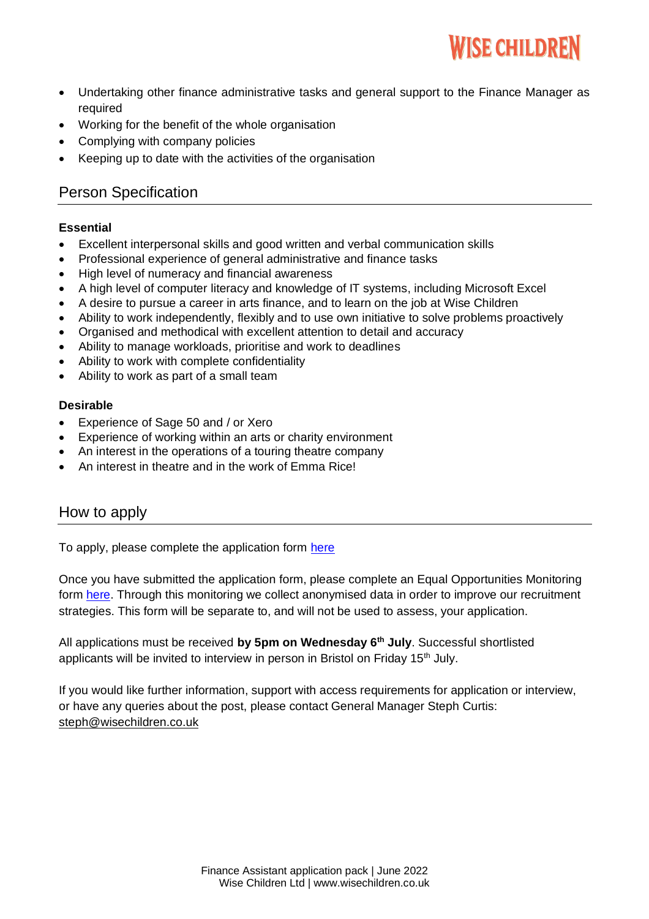- Undertaking other finance administrative tasks and general support to the Finance Manager as required
- Working for the benefit of the whole organisation
- Complying with company policies
- Keeping up to date with the activities of the organisation

## Person Specification

**Essential**

- Excellent interpersonal skills and good written and verbal communication skills
- Professional experience of general administrative and finance tasks
- High level of numeracy and financial awareness
- A high level of computer literacy and knowledge of IT systems, including Microsoft Excel
- A desire to pursue a career in arts finance, and to learn on the job at Wise Children
- Ability to work independently, flexibly and to use own initiative to solve problems proactively
- Organised and methodical with excellent attention to detail and accuracy
- Ability to manage workloads, prioritise and work to deadlines
- Ability to work with complete confidentiality
- Ability to work as part of a small team

**Desirable**

- Experience of Sage 50 and / or Xero
- Experience of working within an arts or charity environment
- An interest in the operations of a touring theatre company
- An interest in theatre and in the work of Emma Rice!

## How to apply

To apply, please complete the application form here

Once you have submitted the application form, please complete an Equal Opportunities Monitoring form here. Through this monitoring we collect anonymised data in order to improve our recruitment strategies. This form will be separate to, and will not be used to assess, your application.

All applications must be received **by 5pm on Wednesday 6th July**. Successful shortlisted applicants will be invited to interview in person in Bristol on Friday 15th July.

If you would like further information, support with access requirements for application or interview, or have any queries about the post, please contact General Manager Steph Curtis: steph@wisechildren.co.uk